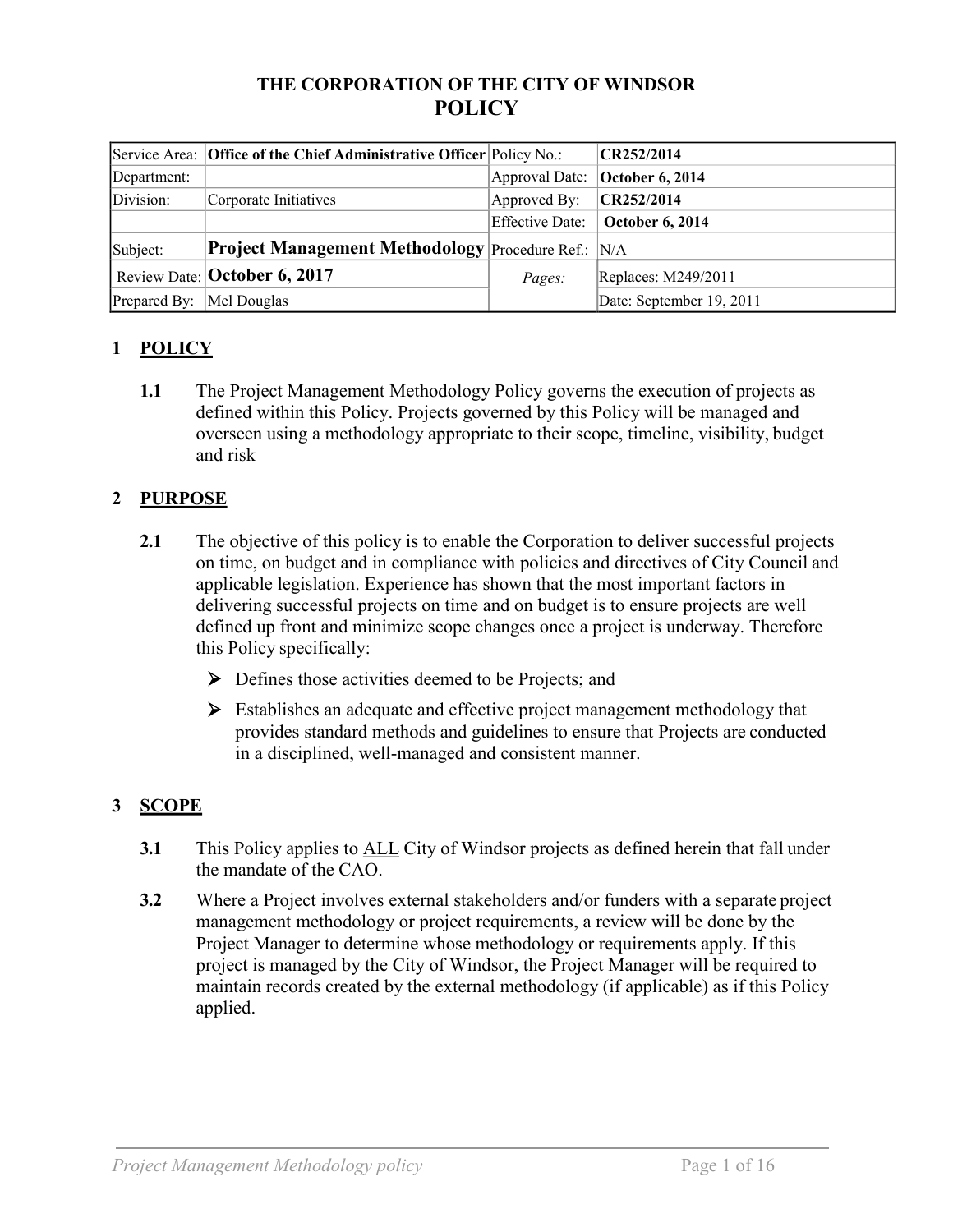# THE CORPORATION OF THE CITY OF WINDSOR
# POLICY

| Service Area: | **Office of the Chief Administrative Officer** | Policy No.: | **CR252/2014** |
|---|---|---|---|
| Department: | | Approval Date: | **October 6, 2014** |
| Division: | Corporate Initiatives | Approved By: | **CR252/2014** |
| | | Effective Date: | **October 6, 2014** |
| Subject: | **Project Management Methodology** | Procedure Ref.: | N/A |
| Review Date: | **October 6, 2017** | *Pages:* | Replaces: M249/2011 |
| Prepared By: | Mel Douglas | | Date: September 19, 2011 |

## 1 POLICY

**1.1** The Project Management Methodology Policy governs the execution of projects as defined within this Policy. Projects governed by this Policy will be managed and overseen using a methodology appropriate to their scope, timeline, visibility, budget and risk

## 2 PURPOSE

**2.1** The objective of this policy is to enable the Corporation to deliver successful projects on time, on budget and in compliance with policies and directives of City Council and applicable legislation. Experience has shown that the most important factors in delivering successful projects on time and on budget is to ensure projects are well defined up front and minimize scope changes once a project is underway. Therefore this Policy specifically:

- Defines those activities deemed to be Projects; and
- Establishes an adequate and effective project management methodology that provides standard methods and guidelines to ensure that Projects are conducted in a disciplined, well-managed and consistent manner.

## 3 SCOPE

**3.1** This Policy applies to ALL City of Windsor projects as defined herein that fall under the mandate of the CAO.

**3.2** Where a Project involves external stakeholders and/or funders with a separate project management methodology or project requirements, a review will be done by the Project Manager to determine whose methodology or requirements apply. If this project is managed by the City of Windsor, the Project Manager will be required to maintain records created by the external methodology (if applicable) as if this Policy applied.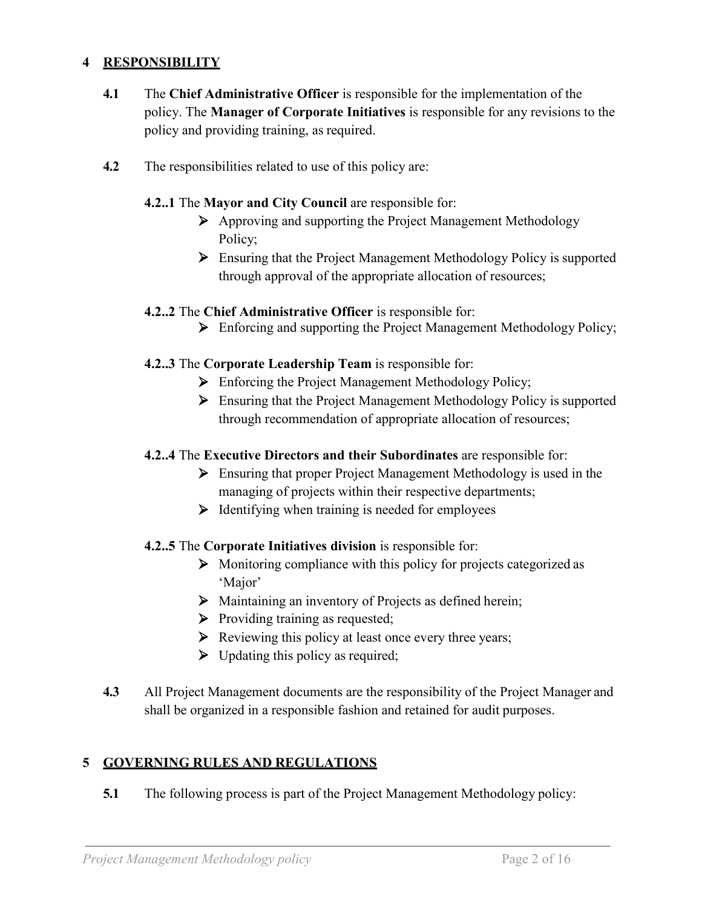## 4 RESPONSIBILITY

**4.1** The **Chief Administrative Officer** is responsible for the implementation of the policy. The **Manager of Corporate Initiatives** is responsible for any revisions to the policy and providing training, as required.

**4.2** The responsibilities related to use of this policy are:

**4.2..1** The **Mayor and City Council** are responsible for:

- Approving and supporting the Project Management Methodology Policy;
- Ensuring that the Project Management Methodology Policy is supported through approval of the appropriate allocation of resources;

**4.2..2** The **Chief Administrative Officer** is responsible for:

- Enforcing and supporting the Project Management Methodology Policy;

**4.2..3** The **Corporate Leadership Team** is responsible for:

- Enforcing the Project Management Methodology Policy;
- Ensuring that the Project Management Methodology Policy is supported through recommendation of appropriate allocation of resources;

**4.2..4** The **Executive Directors and their Subordinates** are responsible for:

- Ensuring that proper Project Management Methodology is used in the managing of projects within their respective departments;
- Identifying when training is needed for employees

**4.2..5** The **Corporate Initiatives division** is responsible for:

- Monitoring compliance with this policy for projects categorized as 'Major'
- Maintaining an inventory of Projects as defined herein;
- Providing training as requested;
- Reviewing this policy at least once every three years;
- Updating this policy as required;

**4.3** All Project Management documents are the responsibility of the Project Manager and shall be organized in a responsible fashion and retained for audit purposes.

## 5 GOVERNING RULES AND REGULATIONS

**5.1** The following process is part of the Project Management Methodology policy: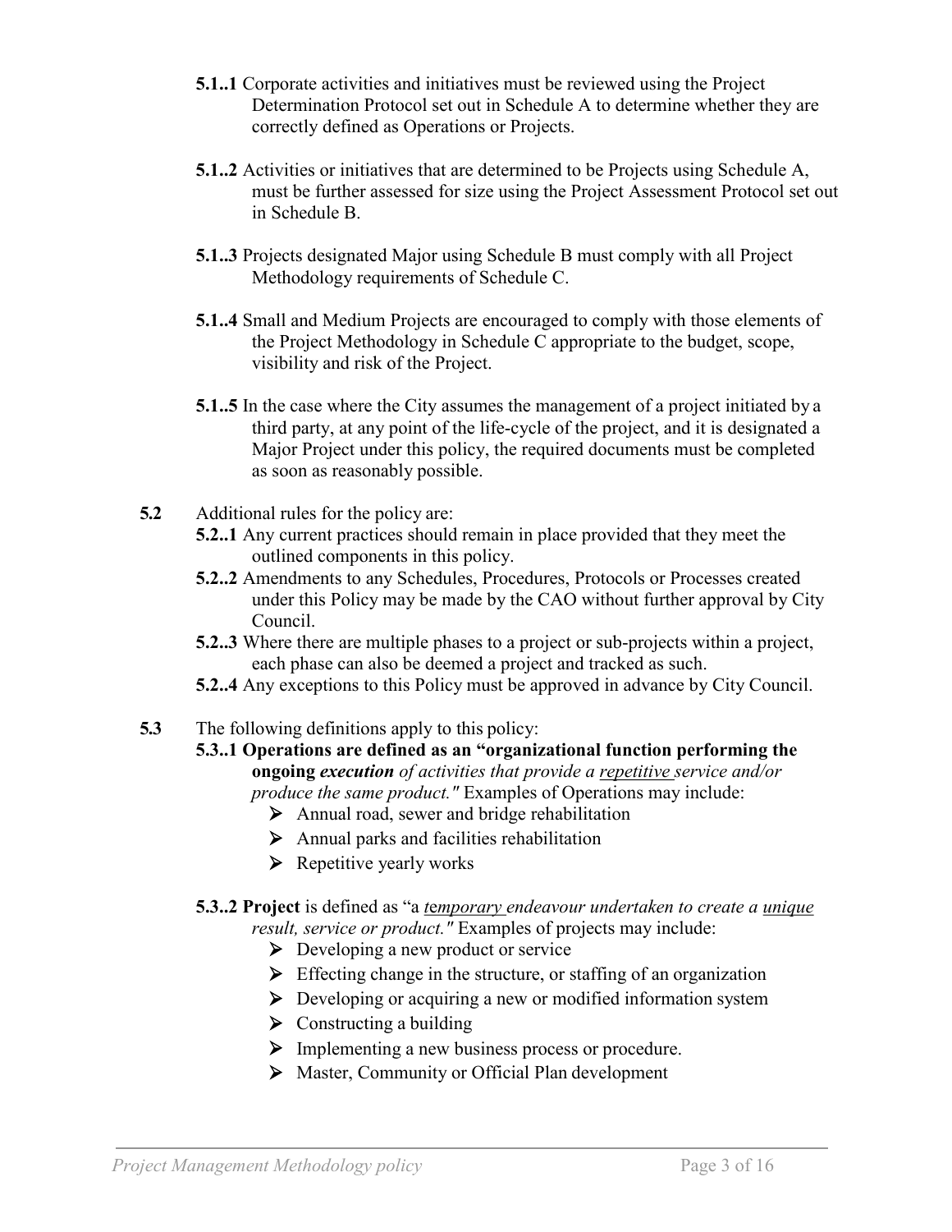**5.1..1** Corporate activities and initiatives must be reviewed using the Project Determination Protocol set out in Schedule A to determine whether they are correctly defined as Operations or Projects.

**5.1..2** Activities or initiatives that are determined to be Projects using Schedule A, must be further assessed for size using the Project Assessment Protocol set out in Schedule B.

**5.1..3** Projects designated Major using Schedule B must comply with all Project Methodology requirements of Schedule C.

**5.1..4** Small and Medium Projects are encouraged to comply with those elements of the Project Methodology in Schedule C appropriate to the budget, scope, visibility and risk of the Project.

**5.1..5** In the case where the City assumes the management of a project initiated by a third party, at any point of the life-cycle of the project, and it is designated a Major Project under this policy, the required documents must be completed as soon as reasonably possible.

**5.2** Additional rules for the policy are:

**5.2..1** Any current practices should remain in place provided that they meet the outlined components in this policy.

**5.2..2** Amendments to any Schedules, Procedures, Protocols or Processes created under this Policy may be made by the CAO without further approval by City Council.

**5.2..3** Where there are multiple phases to a project or sub-projects within a project, each phase can also be deemed a project and tracked as such.

**5.2..4** Any exceptions to this Policy must be approved in advance by City Council.

**5.3** The following definitions apply to this policy:

**5.3..1 Operations are defined as an "organizational function performing the ongoing *execution*** *of activities that provide a repetitive service and/or produce the same product."* Examples of Operations may include:

- Annual road, sewer and bridge rehabilitation
- Annual parks and facilities rehabilitation
- Repetitive yearly works

**5.3..2 Project** is defined as "a *temporary endeavour undertaken to create a unique result, service or product."* Examples of projects may include:

- Developing a new product or service
- Effecting change in the structure, or staffing of an organization
- Developing or acquiring a new or modified information system
- Constructing a building
- Implementing a new business process or procedure.
- Master, Community or Official Plan development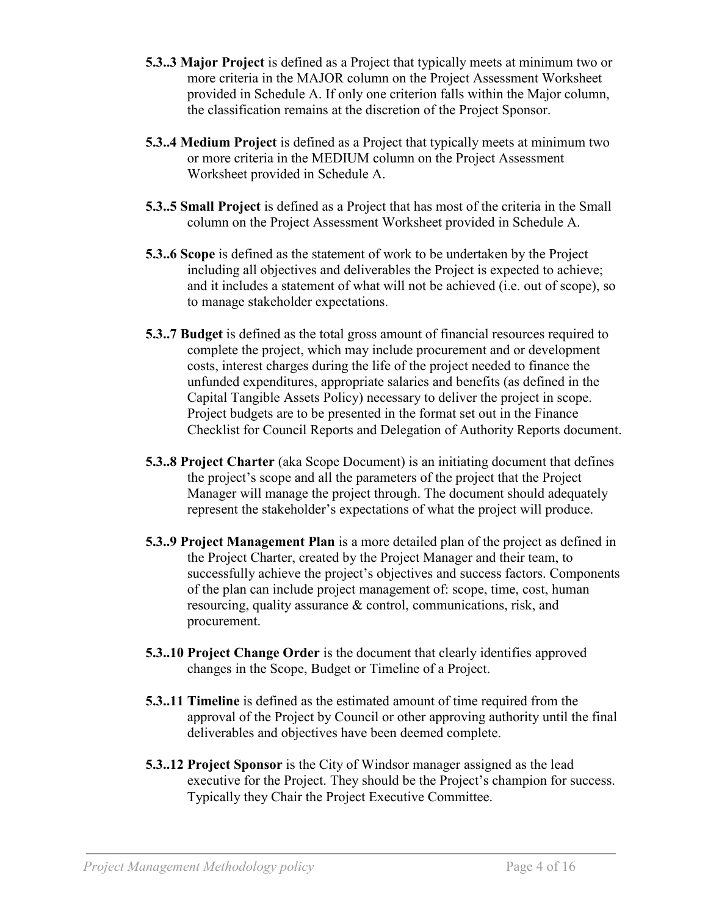**5.3..3 Major Project** is defined as a Project that typically meets at minimum two or more criteria in the MAJOR column on the Project Assessment Worksheet provided in Schedule A. If only one criterion falls within the Major column, the classification remains at the discretion of the Project Sponsor.

**5.3..4 Medium Project** is defined as a Project that typically meets at minimum two or more criteria in the MEDIUM column on the Project Assessment Worksheet provided in Schedule A.

**5.3..5 Small Project** is defined as a Project that has most of the criteria in the Small column on the Project Assessment Worksheet provided in Schedule A.

**5.3..6 Scope** is defined as the statement of work to be undertaken by the Project including all objectives and deliverables the Project is expected to achieve; and it includes a statement of what will not be achieved (i.e. out of scope), so to manage stakeholder expectations.

**5.3..7 Budget** is defined as the total gross amount of financial resources required to complete the project, which may include procurement and or development costs, interest charges during the life of the project needed to finance the unfunded expenditures, appropriate salaries and benefits (as defined in the Capital Tangible Assets Policy) necessary to deliver the project in scope. Project budgets are to be presented in the format set out in the Finance Checklist for Council Reports and Delegation of Authority Reports document.

**5.3..8 Project Charter** (aka Scope Document) is an initiating document that defines the project's scope and all the parameters of the project that the Project Manager will manage the project through. The document should adequately represent the stakeholder's expectations of what the project will produce.

**5.3..9 Project Management Plan** is a more detailed plan of the project as defined in the Project Charter, created by the Project Manager and their team, to successfully achieve the project's objectives and success factors. Components of the plan can include project management of: scope, time, cost, human resourcing, quality assurance & control, communications, risk, and procurement.

**5.3..10 Project Change Order** is the document that clearly identifies approved changes in the Scope, Budget or Timeline of a Project.

**5.3..11 Timeline** is defined as the estimated amount of time required from the approval of the Project by Council or other approving authority until the final deliverables and objectives have been deemed complete.

**5.3..12 Project Sponsor** is the City of Windsor manager assigned as the lead executive for the Project. They should be the Project's champion for success. Typically they Chair the Project Executive Committee.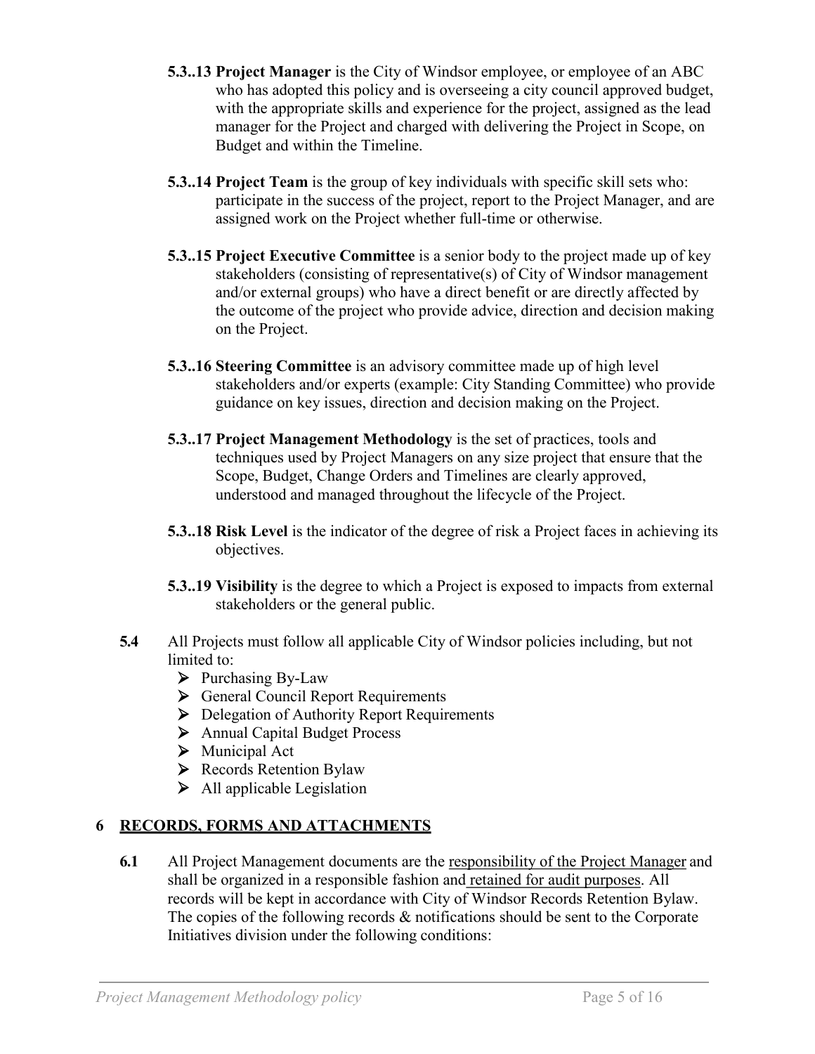**5.3..13 Project Manager** is the City of Windsor employee, or employee of an ABC who has adopted this policy and is overseeing a city council approved budget, with the appropriate skills and experience for the project, assigned as the lead manager for the Project and charged with delivering the Project in Scope, on Budget and within the Timeline.

**5.3..14 Project Team** is the group of key individuals with specific skill sets who: participate in the success of the project, report to the Project Manager, and are assigned work on the Project whether full-time or otherwise.

**5.3..15 Project Executive Committee** is a senior body to the project made up of key stakeholders (consisting of representative(s) of City of Windsor management and/or external groups) who have a direct benefit or are directly affected by the outcome of the project who provide advice, direction and decision making on the Project.

**5.3..16 Steering Committee** is an advisory committee made up of high level stakeholders and/or experts (example: City Standing Committee) who provide guidance on key issues, direction and decision making on the Project.

**5.3..17 Project Management Methodology** is the set of practices, tools and techniques used by Project Managers on any size project that ensure that the Scope, Budget, Change Orders and Timelines are clearly approved, understood and managed throughout the lifecycle of the Project.

**5.3..18 Risk Level** is the indicator of the degree of risk a Project faces in achieving its objectives.

**5.3..19 Visibility** is the degree to which a Project is exposed to impacts from external stakeholders or the general public.

**5.4** All Projects must follow all applicable City of Windsor policies including, but not limited to:

- Purchasing By-Law
- General Council Report Requirements
- Delegation of Authority Report Requirements
- Annual Capital Budget Process
- Municipal Act
- Records Retention Bylaw
- All applicable Legislation

## 6 RECORDS, FORMS AND ATTACHMENTS

**6.1** All Project Management documents are the responsibility of the Project Manager and shall be organized in a responsible fashion and retained for audit purposes. All records will be kept in accordance with City of Windsor Records Retention Bylaw. The copies of the following records & notifications should be sent to the Corporate Initiatives division under the following conditions: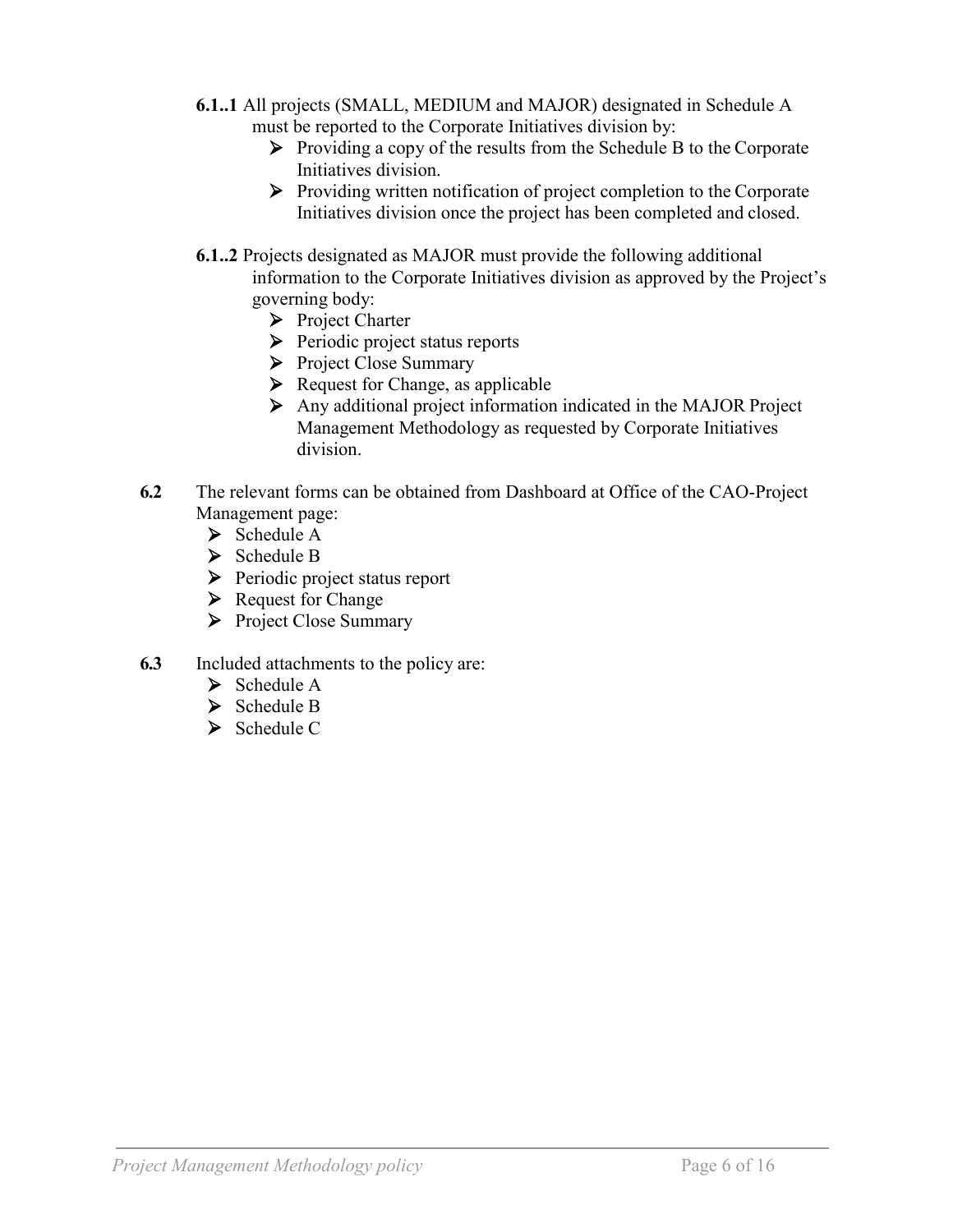**6.1..1** All projects (SMALL, MEDIUM and MAJOR) designated in Schedule A must be reported to the Corporate Initiatives division by:

- Providing a copy of the results from the Schedule B to the Corporate Initiatives division.
- Providing written notification of project completion to the Corporate Initiatives division once the project has been completed and closed.

**6.1..2** Projects designated as MAJOR must provide the following additional information to the Corporate Initiatives division as approved by the Project's governing body:

- Project Charter
- Periodic project status reports
- Project Close Summary
- Request for Change, as applicable
- Any additional project information indicated in the MAJOR Project Management Methodology as requested by Corporate Initiatives division.

**6.2** The relevant forms can be obtained from Dashboard at Office of the CAO-Project Management page:

- Schedule A
- Schedule B
- Periodic project status report
- Request for Change
- Project Close Summary

**6.3** Included attachments to the policy are:

- Schedule A
- Schedule B
- Schedule C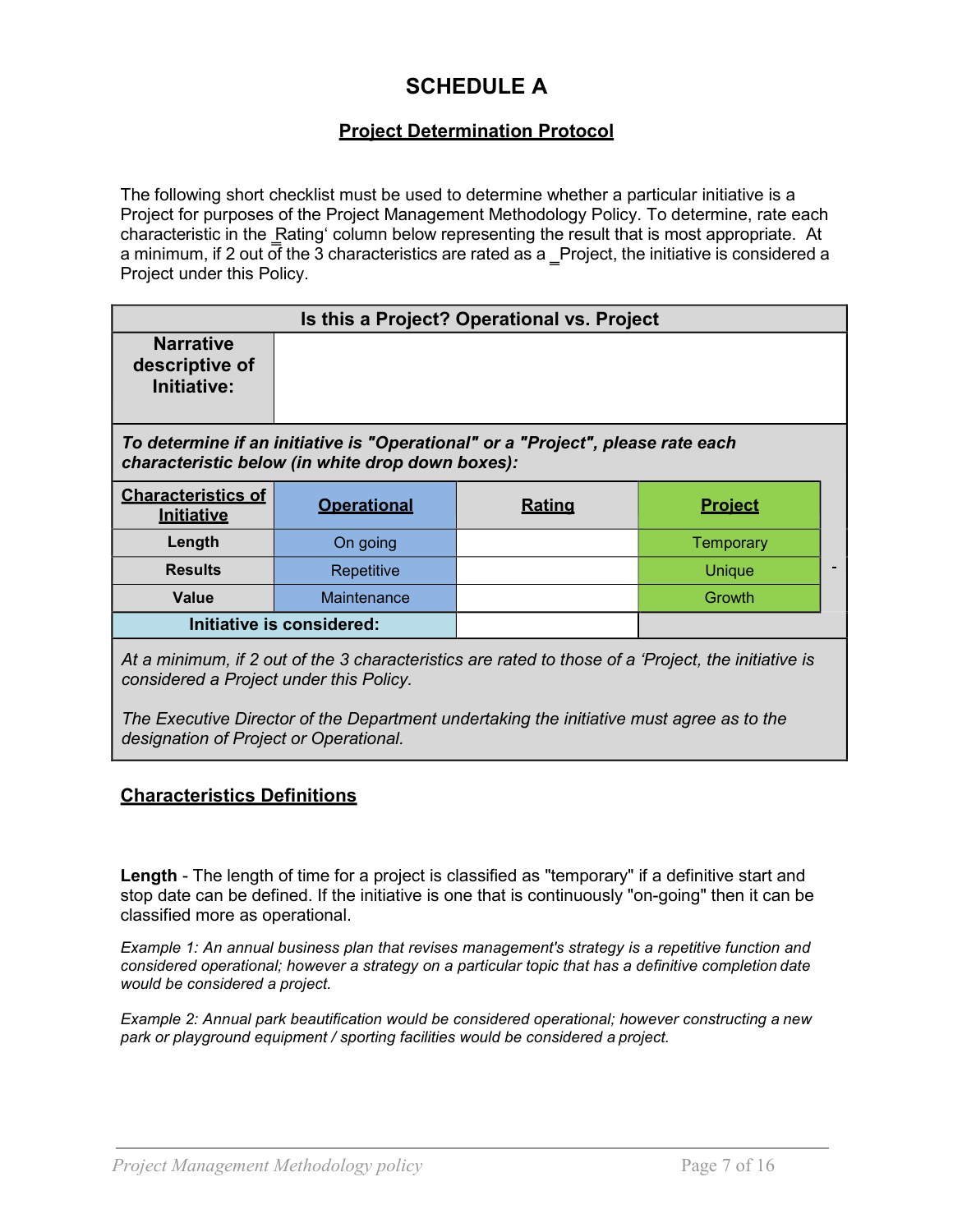# SCHEDULE A

## Project Determination Protocol

The following short checklist must be used to determine whether a particular initiative is a Project for purposes of the Project Management Methodology Policy. To determine, rate each characteristic in the ‗Rating' column below representing the result that is most appropriate. At a minimum, if 2 out of the 3 characteristics are rated as a ‗Project, the initiative is considered a Project under this Policy.

| Is this a Project? Operational vs. Project | | | |
|---|---|---|---|
| **Narrative descriptive of Initiative:** | | | |
| ***To determine if an initiative is "Operational" or a "Project", please rate each characteristic below (in white drop down boxes):*** | | | |
| **Characteristics of Initiative** | **Operational** | **Rating** | **Project** |
| **Length** | On going | | Temporary |
| **Results** | Repetitive | | Unique |
| **Value** | Maintenance | | Growth |
| **Initiative is considered:** | | | |
| *At a minimum, if 2 out of the 3 characteristics are rated to those of a 'Project, the initiative is considered a Project under this Policy.* *The Executive Director of the Department undertaking the initiative must agree as to the designation of Project or Operational.* | | | |

## Characteristics Definitions

**Length** - The length of time for a project is classified as "temporary" if a definitive start and stop date can be defined. If the initiative is one that is continuously "on-going" then it can be classified more as operational.

*Example 1: An annual business plan that revises management's strategy is a repetitive function and considered operational; however a strategy on a particular topic that has a definitive completion date would be considered a project.*

*Example 2: Annual park beautification would be considered operational; however constructing a new park or playground equipment / sporting facilities would be considered a project.*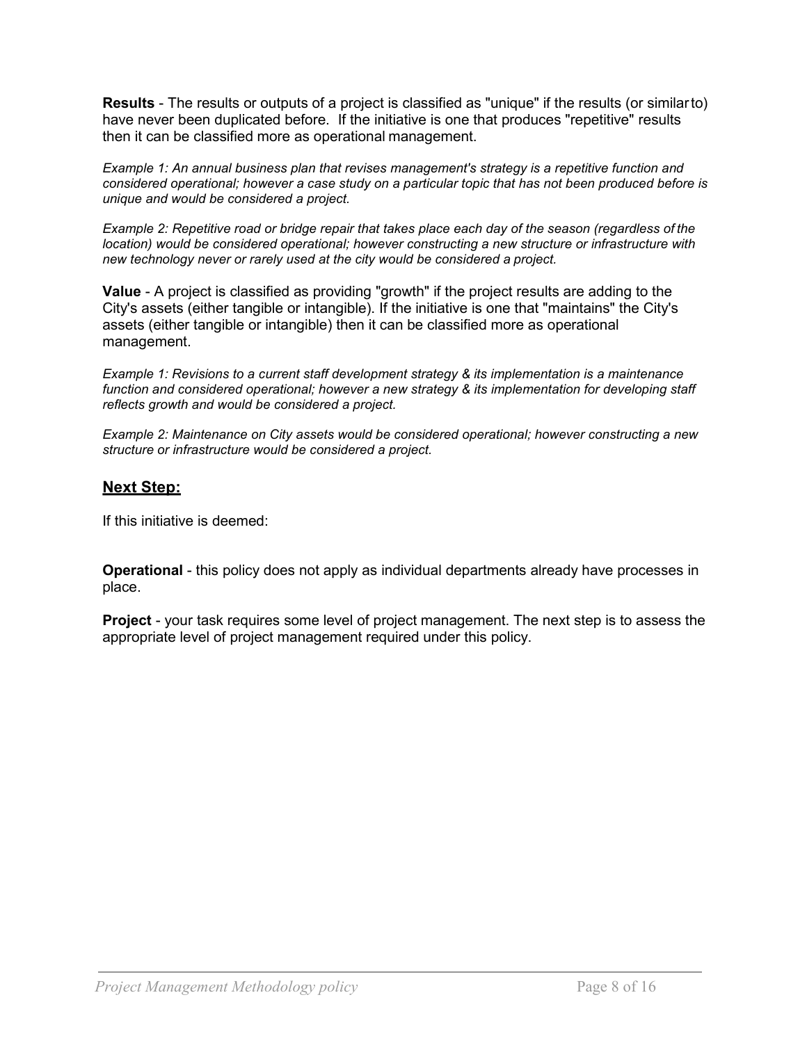**Results** - The results or outputs of a project is classified as "unique" if the results (or similar to) have never been duplicated before. If the initiative is one that produces "repetitive" results then it can be classified more as operational management.

*Example 1: An annual business plan that revises management's strategy is a repetitive function and considered operational; however a case study on a particular topic that has not been produced before is unique and would be considered a project.*

*Example 2: Repetitive road or bridge repair that takes place each day of the season (regardless of the location) would be considered operational; however constructing a new structure or infrastructure with new technology never or rarely used at the city would be considered a project.*

**Value** - A project is classified as providing "growth" if the project results are adding to the City's assets (either tangible or intangible). If the initiative is one that "maintains" the City's assets (either tangible or intangible) then it can be classified more as operational management.

*Example 1: Revisions to a current staff development strategy & its implementation is a maintenance function and considered operational; however a new strategy & its implementation for developing staff reflects growth and would be considered a project.*

*Example 2: Maintenance on City assets would be considered operational; however constructing a new structure or infrastructure would be considered a project.*

## Next Step:

If this initiative is deemed:

**Operational** - this policy does not apply as individual departments already have processes in place.

**Project** - your task requires some level of project management. The next step is to assess the appropriate level of project management required under this policy.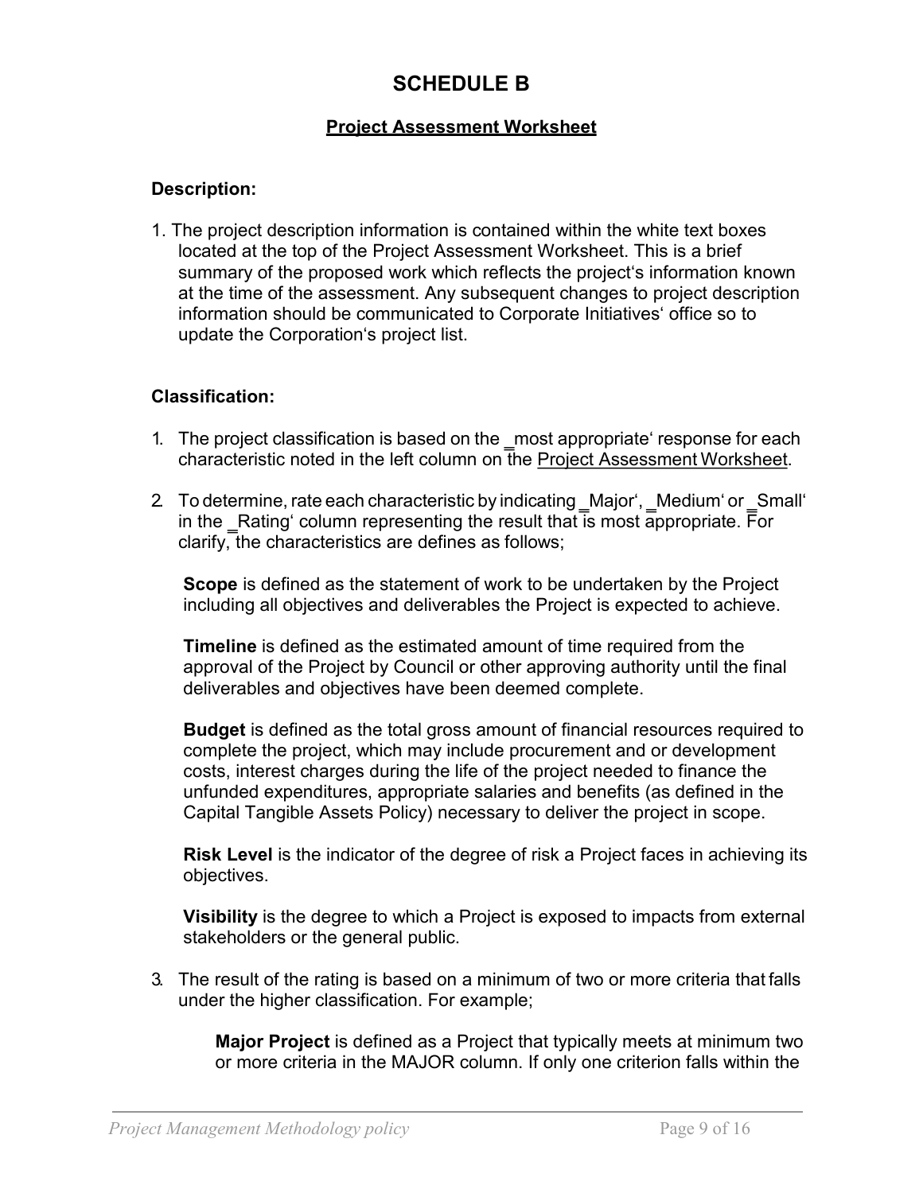# SCHEDULE B

## Project Assessment Worksheet

**Description:**

1. The project description information is contained within the white text boxes located at the top of the Project Assessment Worksheet. This is a brief summary of the proposed work which reflects the project's information known at the time of the assessment. Any subsequent changes to project description information should be communicated to Corporate Initiatives' office so to update the Corporation's project list.

**Classification:**

1. The project classification is based on the ‗most appropriate' response for each characteristic noted in the left column on the Project Assessment Worksheet.

2. To determine, rate each characteristic by indicating ‗Major', ‗Medium' or ‗Small' in the ‗Rating' column representing the result that is most appropriate. For clarify, the characteristics are defines as follows;

   **Scope** is defined as the statement of work to be undertaken by the Project including all objectives and deliverables the Project is expected to achieve.

   **Timeline** is defined as the estimated amount of time required from the approval of the Project by Council or other approving authority until the final deliverables and objectives have been deemed complete.

   **Budget** is defined as the total gross amount of financial resources required to complete the project, which may include procurement and or development costs, interest charges during the life of the project needed to finance the unfunded expenditures, appropriate salaries and benefits (as defined in the Capital Tangible Assets Policy) necessary to deliver the project in scope.

   **Risk Level** is the indicator of the degree of risk a Project faces in achieving its objectives.

   **Visibility** is the degree to which a Project is exposed to impacts from external stakeholders or the general public.

3. The result of the rating is based on a minimum of two or more criteria that falls under the higher classification. For example;

   **Major Project** is defined as a Project that typically meets at minimum two or more criteria in the MAJOR column. If only one criterion falls within the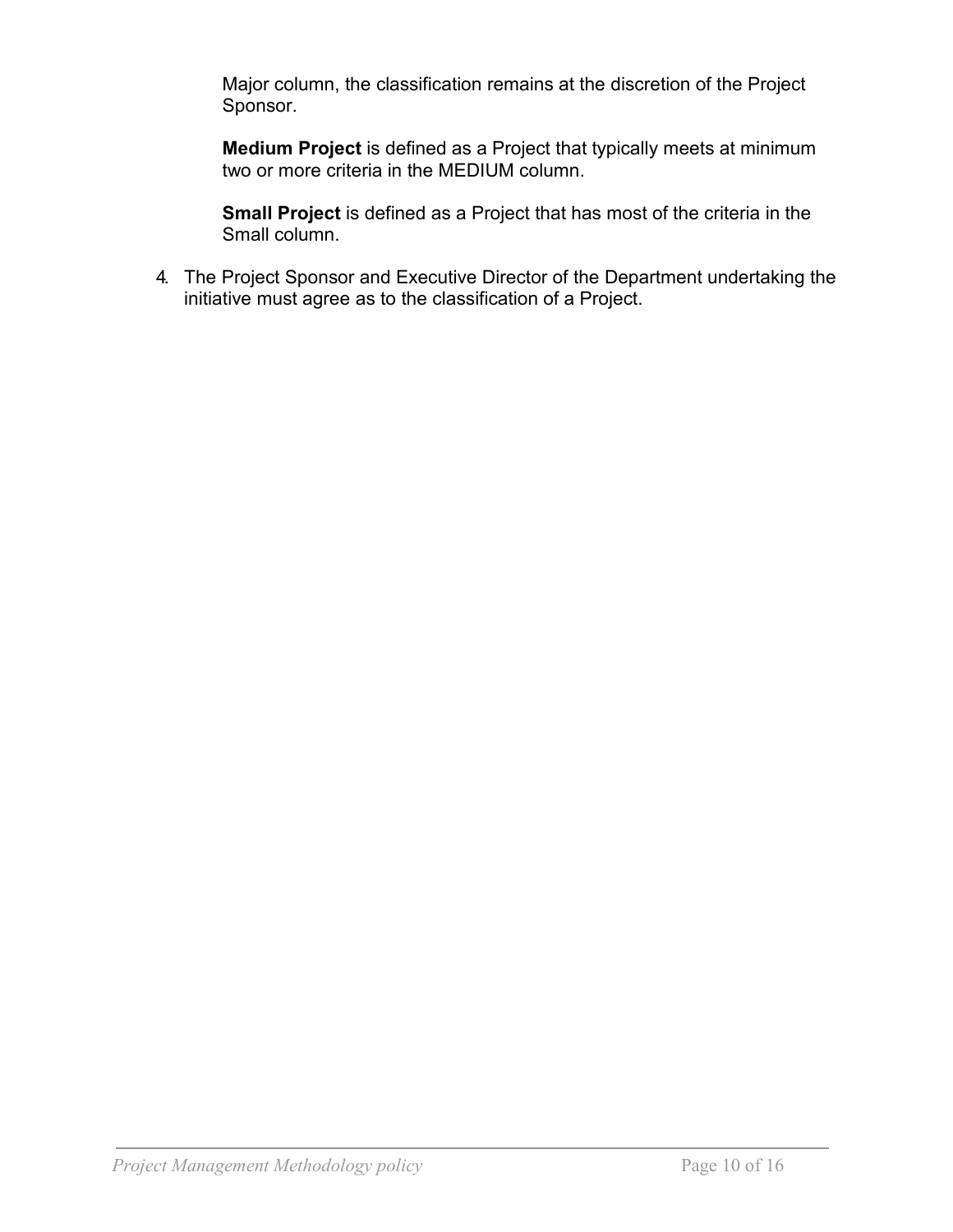Major column, the classification remains at the discretion of the Project Sponsor.

**Medium Project** is defined as a Project that typically meets at minimum two or more criteria in the MEDIUM column.

**Small Project** is defined as a Project that has most of the criteria in the Small column.

4. The Project Sponsor and Executive Director of the Department undertaking the initiative must agree as to the classification of a Project.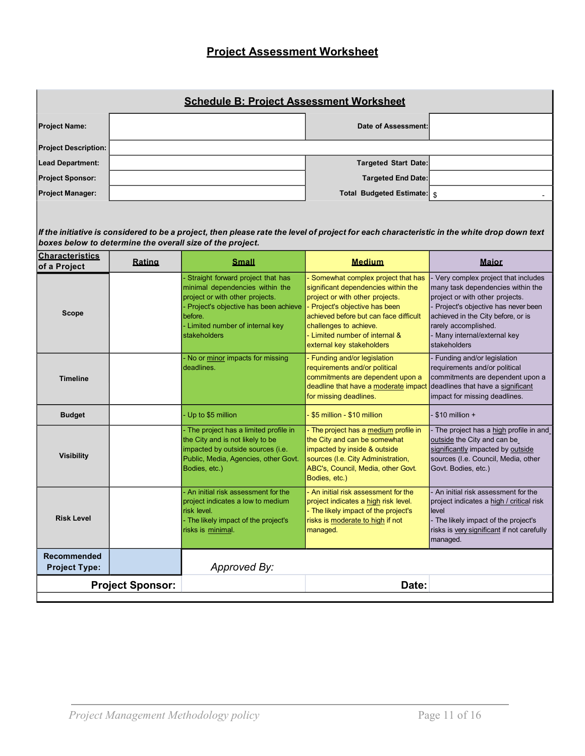# Project Assessment Worksheet

## Schedule B: Project Assessment Worksheet

| | | | |
|---|---|---|---|
| **Project Name:** | | **Date of Assessment:** | |
| **Project Description:** | | | |
| **Lead Department:** | | **Targeted Start Date:** | |
| **Project Sponsor:** | | **Targeted End Date:** | |
| **Project Manager:** | | **Total Budgeted Estimate:** | $ - |

***If the initiative is considered to be a project, then please rate the level of project for each characteristic in the white drop down text boxes below to determine the overall size of the project.***

| Characteristics of a Project | Rating | Small | Medium | Major |
|---|---|---|---|---|
| **Scope** | | - Straight forward project that has minimal dependencies within the project or with other projects.<br>- Project's objective has been achieve before.<br>- Limited number of internal key stakeholders | - Somewhat complex project that has significant dependencies within the project or with other projects.<br>- Project's objective has been achieved before but can face difficult challenges to achieve.<br>- Limited number of internal & external key stakeholders | - Very complex project that includes many task dependencies within the project or with other projects.<br>- Project's objective has never been achieved in the City before, or is rarely accomplished.<br>- Many internal/external key stakeholders |
| **Timeline** | | - No or minor impacts for missing deadlines. | - Funding and/or legislation requirements and/or political commitments are dependent upon a deadline that have a moderate impact for missing deadlines. | - Funding and/or legislation requirements and/or political commitments are dependent upon a deadlines that have a significant impact for missing deadlines. |
| **Budget** | | - Up to $5 million | - $5 million - $10 million | - $10 million + |
| **Visibility** | | - The project has a limited profile in the City and is not likely to be impacted by outside sources (i.e. Public, Media, Agencies, other Govt. Bodies, etc.) | - The project has a medium profile in the City and can be somewhat impacted by inside & outside sources (I.e. City Administration, ABC's, Council, Media, other Govt. Bodies, etc.) | - The project has a high profile in and outside the City and can be significantly impacted by outside sources (I.e. Council, Media, other Govt. Bodies, etc.) |
| **Risk Level** | | - An initial risk assessment for the project indicates a low to medium risk level.<br>- The likely impact of the project's risks is minimal. | - An initial risk assessment for the project indicates a high risk level.<br>- The likely impact of the project's risks is moderate to high if not managed. | - An initial risk assessment for the project indicates a high / critical risk level<br>- The likely impact of the project's risks is very significant if not carefully managed. |
| **Recommended Project Type:** | | *Approved By:* | | |
| **Project Sponsor:** | | | **Date:** | |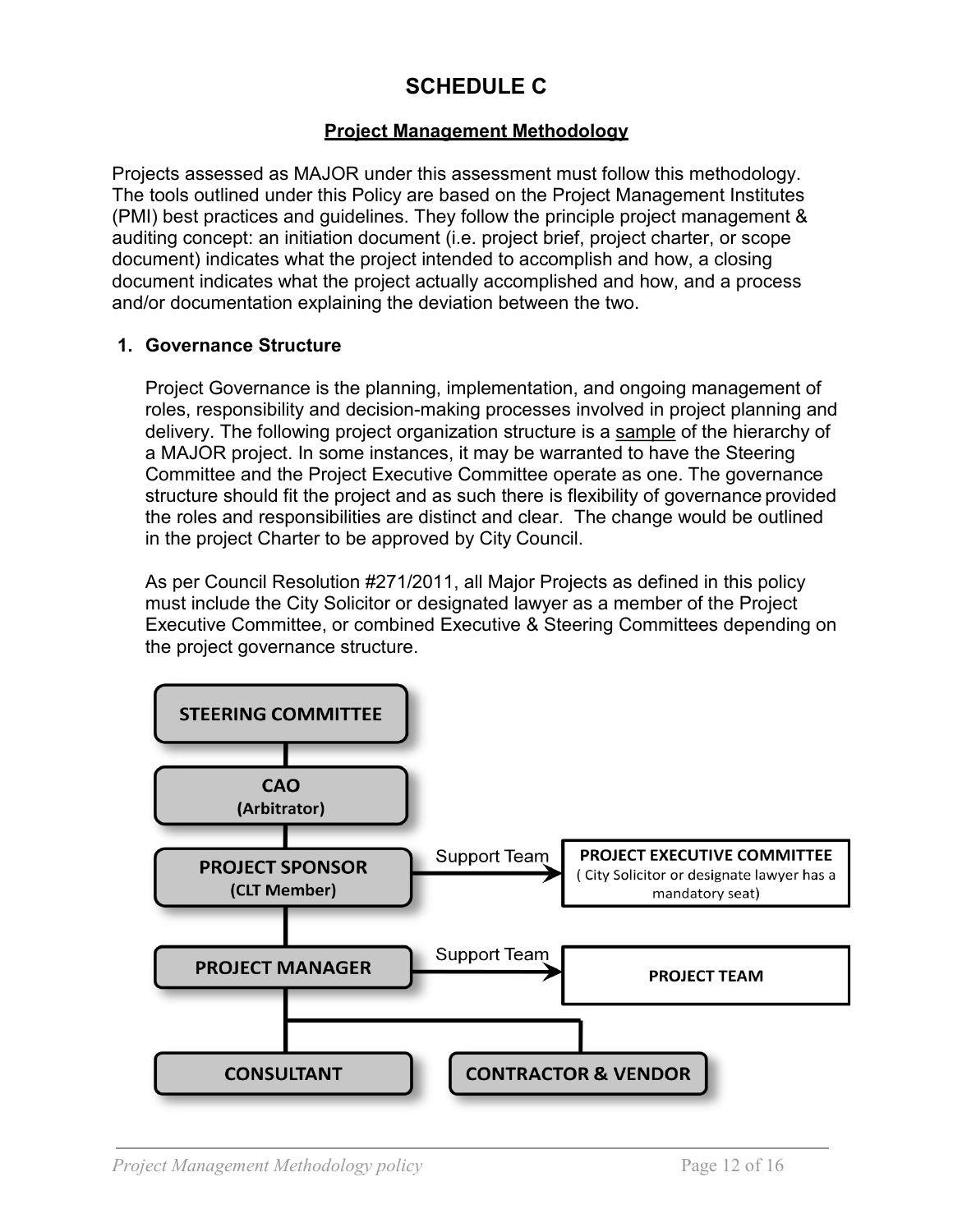# SCHEDULE C

## Project Management Methodology

Projects assessed as MAJOR under this assessment must follow this methodology. The tools outlined under this Policy are based on the Project Management Institutes (PMI) best practices and guidelines. They follow the principle project management & auditing concept: an initiation document (i.e. project brief, project charter, or scope document) indicates what the project intended to accomplish and how, a closing document indicates what the project actually accomplished and how, and a process and/or documentation explaining the deviation between the two.

### 1. Governance Structure

Project Governance is the planning, implementation, and ongoing management of roles, responsibility and decision-making processes involved in project planning and delivery. The following project organization structure is a sample of the hierarchy of a MAJOR project. In some instances, it may be warranted to have the Steering Committee and the Project Executive Committee operate as one. The governance structure should fit the project and as such there is flexibility of governance provided the roles and responsibilities are distinct and clear. The change would be outlined in the project Charter to be approved by City Council.

As per Council Resolution #271/2011, all Major Projects as defined in this policy must include the City Solicitor or designated lawyer as a member of the Project Executive Committee, or combined Executive & Steering Committees depending on the project governance structure.

**STEERING COMMITTEE**

**CAO (Arbitrator)**

**PROJECT SPONSOR (CLT Member)** — Support Team → **PROJECT EXECUTIVE COMMITTEE** ( City Solicitor or designate lawyer has a mandatory seat)

**PROJECT MANAGER** — Support Team → **PROJECT TEAM**

**CONSULTANT** | **CONTRACTOR & VENDOR**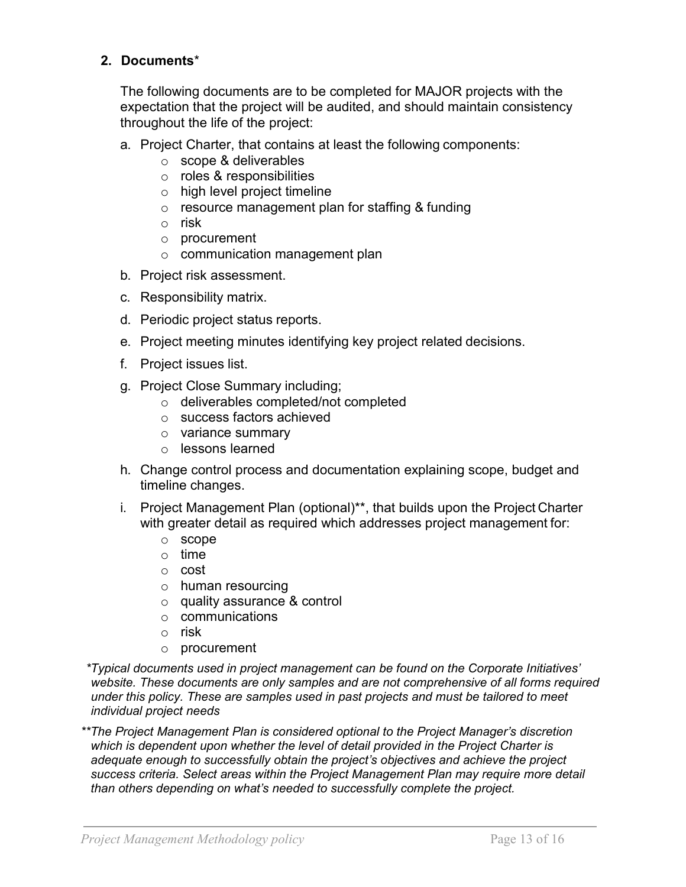## 2. Documents*

The following documents are to be completed for MAJOR projects with the expectation that the project will be audited, and should maintain consistency throughout the life of the project:

a. Project Charter, that contains at least the following components:
   - scope & deliverables
   - roles & responsibilities
   - high level project timeline
   - resource management plan for staffing & funding
   - risk
   - procurement
   - communication management plan

b. Project risk assessment.

c. Responsibility matrix.

d. Periodic project status reports.

e. Project meeting minutes identifying key project related decisions.

f. Project issues list.

g. Project Close Summary including;
   - deliverables completed/not completed
   - success factors achieved
   - variance summary
   - lessons learned

h. Change control process and documentation explaining scope, budget and timeline changes.

i. Project Management Plan (optional)**, that builds upon the Project Charter with greater detail as required which addresses project management for:
   - scope
   - time
   - cost
   - human resourcing
   - quality assurance & control
   - communications
   - risk
   - procurement

*\*Typical documents used in project management can be found on the Corporate Initiatives' website. These documents are only samples and are not comprehensive of all forms required under this policy. These are samples used in past projects and must be tailored to meet individual project needs*

*\*\*The Project Management Plan is considered optional to the Project Manager's discretion which is dependent upon whether the level of detail provided in the Project Charter is adequate enough to successfully obtain the project's objectives and achieve the project success criteria. Select areas within the Project Management Plan may require more detail than others depending on what's needed to successfully complete the project.*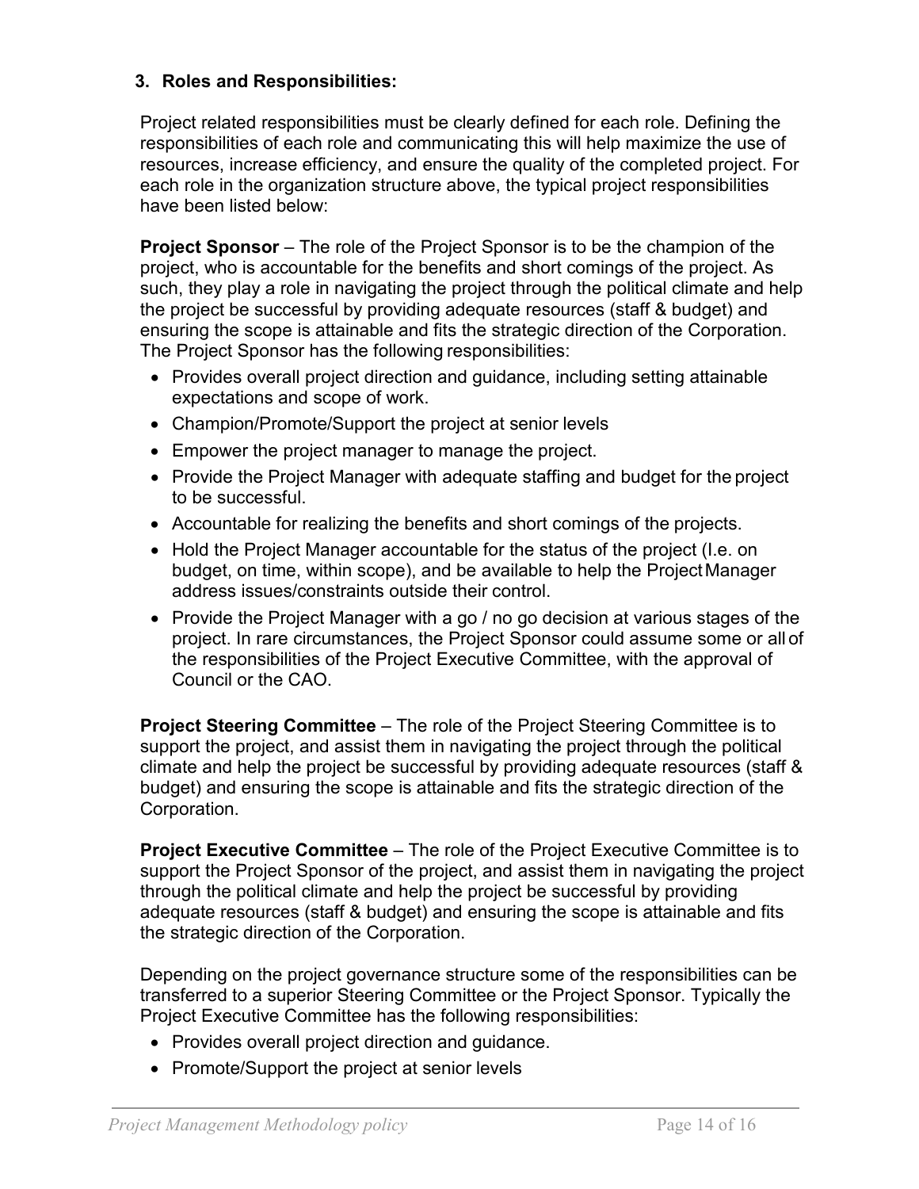### 3. Roles and Responsibilities:

Project related responsibilities must be clearly defined for each role. Defining the responsibilities of each role and communicating this will help maximize the use of resources, increase efficiency, and ensure the quality of the completed project. For each role in the organization structure above, the typical project responsibilities have been listed below:

**Project Sponsor** – The role of the Project Sponsor is to be the champion of the project, who is accountable for the benefits and short comings of the project. As such, they play a role in navigating the project through the political climate and help the project be successful by providing adequate resources (staff & budget) and ensuring the scope is attainable and fits the strategic direction of the Corporation. The Project Sponsor has the following responsibilities:

- Provides overall project direction and guidance, including setting attainable expectations and scope of work.
- Champion/Promote/Support the project at senior levels
- Empower the project manager to manage the project.
- Provide the Project Manager with adequate staffing and budget for the project to be successful.
- Accountable for realizing the benefits and short comings of the projects.
- Hold the Project Manager accountable for the status of the project (I.e. on budget, on time, within scope), and be available to help the Project Manager address issues/constraints outside their control.
- Provide the Project Manager with a go / no go decision at various stages of the project. In rare circumstances, the Project Sponsor could assume some or all of the responsibilities of the Project Executive Committee, with the approval of Council or the CAO.

**Project Steering Committee** – The role of the Project Steering Committee is to support the project, and assist them in navigating the project through the political climate and help the project be successful by providing adequate resources (staff & budget) and ensuring the scope is attainable and fits the strategic direction of the Corporation.

**Project Executive Committee** – The role of the Project Executive Committee is to support the Project Sponsor of the project, and assist them in navigating the project through the political climate and help the project be successful by providing adequate resources (staff & budget) and ensuring the scope is attainable and fits the strategic direction of the Corporation.

Depending on the project governance structure some of the responsibilities can be transferred to a superior Steering Committee or the Project Sponsor. Typically the Project Executive Committee has the following responsibilities:

- Provides overall project direction and guidance.
- Promote/Support the project at senior levels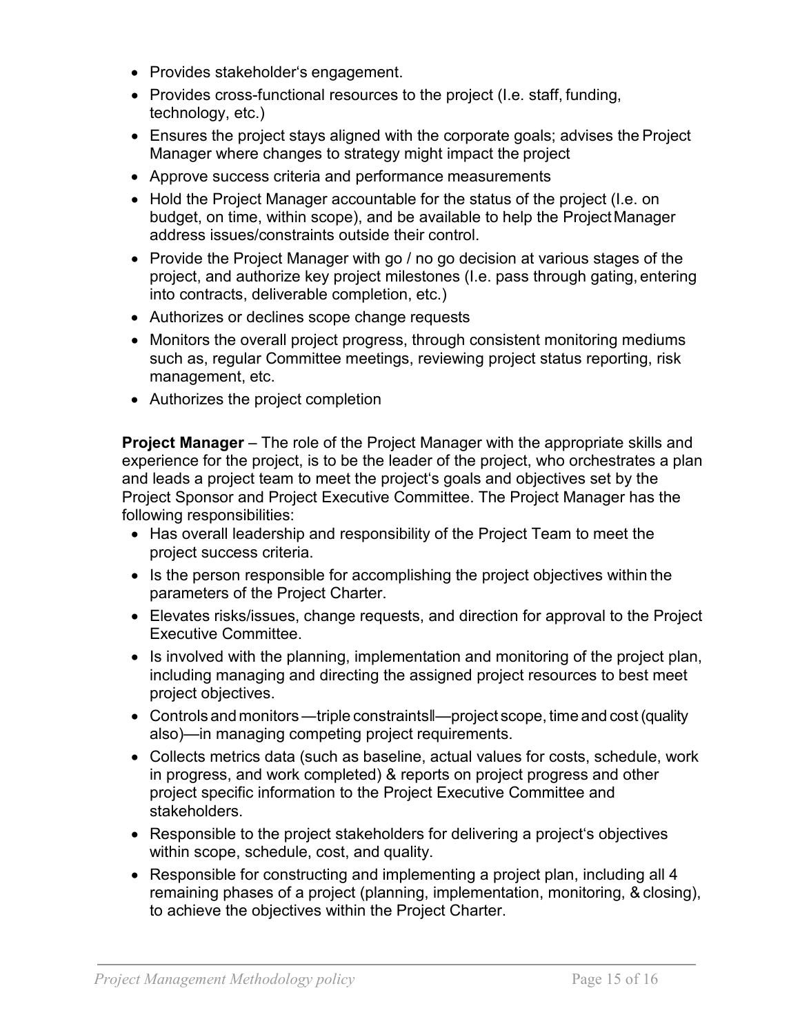- Provides stakeholder's engagement.
- Provides cross-functional resources to the project (I.e. staff, funding, technology, etc.)
- Ensures the project stays aligned with the corporate goals; advises the Project Manager where changes to strategy might impact the project
- Approve success criteria and performance measurements
- Hold the Project Manager accountable for the status of the project (I.e. on budget, on time, within scope), and be available to help the Project Manager address issues/constraints outside their control.
- Provide the Project Manager with go / no go decision at various stages of the project, and authorize key project milestones (I.e. pass through gating, entering into contracts, deliverable completion, etc.)
- Authorizes or declines scope change requests
- Monitors the overall project progress, through consistent monitoring mediums such as, regular Committee meetings, reviewing project status reporting, risk management, etc.
- Authorizes the project completion

**Project Manager** – The role of the Project Manager with the appropriate skills and experience for the project, is to be the leader of the project, who orchestrates a plan and leads a project team to meet the project's goals and objectives set by the Project Sponsor and Project Executive Committee. The Project Manager has the following responsibilities:

- Has overall leadership and responsibility of the Project Team to meet the project success criteria.
- Is the person responsible for accomplishing the project objectives within the parameters of the Project Charter.
- Elevates risks/issues, change requests, and direction for approval to the Project Executive Committee.
- Is involved with the planning, implementation and monitoring of the project plan, including managing and directing the assigned project resources to best meet project objectives.
- Controls and monitors ―triple constraints‖—project scope, time and cost (quality also)—in managing competing project requirements.
- Collects metrics data (such as baseline, actual values for costs, schedule, work in progress, and work completed) & reports on project progress and other project specific information to the Project Executive Committee and stakeholders.
- Responsible to the project stakeholders for delivering a project's objectives within scope, schedule, cost, and quality.
- Responsible for constructing and implementing a project plan, including all 4 remaining phases of a project (planning, implementation, monitoring, & closing), to achieve the objectives within the Project Charter.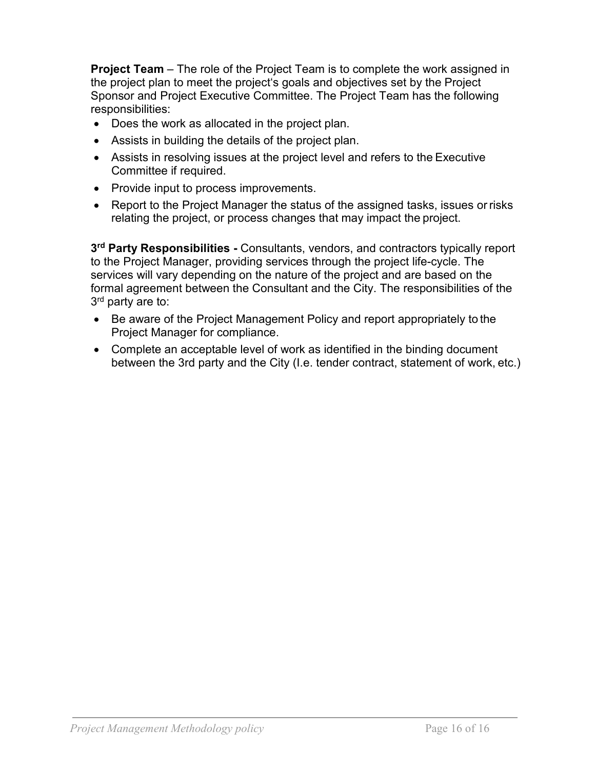**Project Team** – The role of the Project Team is to complete the work assigned in the project plan to meet the project's goals and objectives set by the Project Sponsor and Project Executive Committee. The Project Team has the following responsibilities:

- Does the work as allocated in the project plan.
- Assists in building the details of the project plan.
- Assists in resolving issues at the project level and refers to the Executive Committee if required.
- Provide input to process improvements.
- Report to the Project Manager the status of the assigned tasks, issues or risks relating the project, or process changes that may impact the project.

**3rd Party Responsibilities -** Consultants, vendors, and contractors typically report to the Project Manager, providing services through the project life-cycle. The services will vary depending on the nature of the project and are based on the formal agreement between the Consultant and the City. The responsibilities of the 3rd party are to:

- Be aware of the Project Management Policy and report appropriately to the Project Manager for compliance.
- Complete an acceptable level of work as identified in the binding document between the 3rd party and the City (I.e. tender contract, statement of work, etc.)